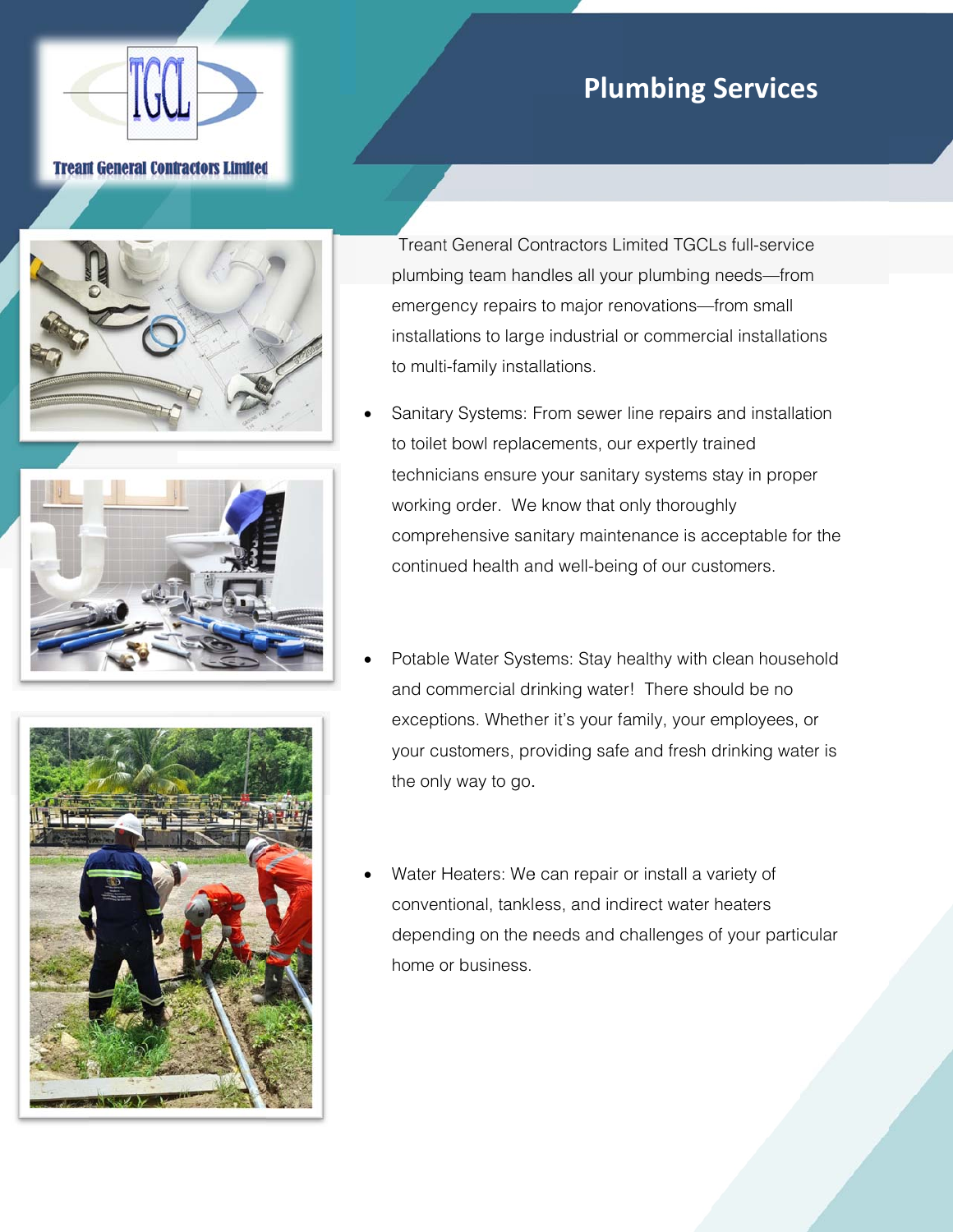Treant General Contractors Limited

# Plumbing Services

Treant General Contractors Limited TGCLs full-service plumbing team handles all your plumbing needs—from emergency repairs to major renovations—from small installations to large industrial or commercial installations to multi-family installations.

- Sanitary Systems: From sewer line repairs and installation to toilet bowl replacements, our expertly trained technicians ensure your sanitary systems stay in proper working order. We know that only thoroughly comprehensive sanitary maintenance is acceptable for the continued health and well-being of our customers.

- Potable Water Systems: Stay healthy with clean household and commercial drinking water! There should be no exceptions. Whether it's your family, your employees, or your customers, providing safe and fresh drinking water is the only way to go.

- Water Heaters: We can repair or install a variety of conventional, tankless, and indirect water heaters depending on the needs and challenges of your particular home or business.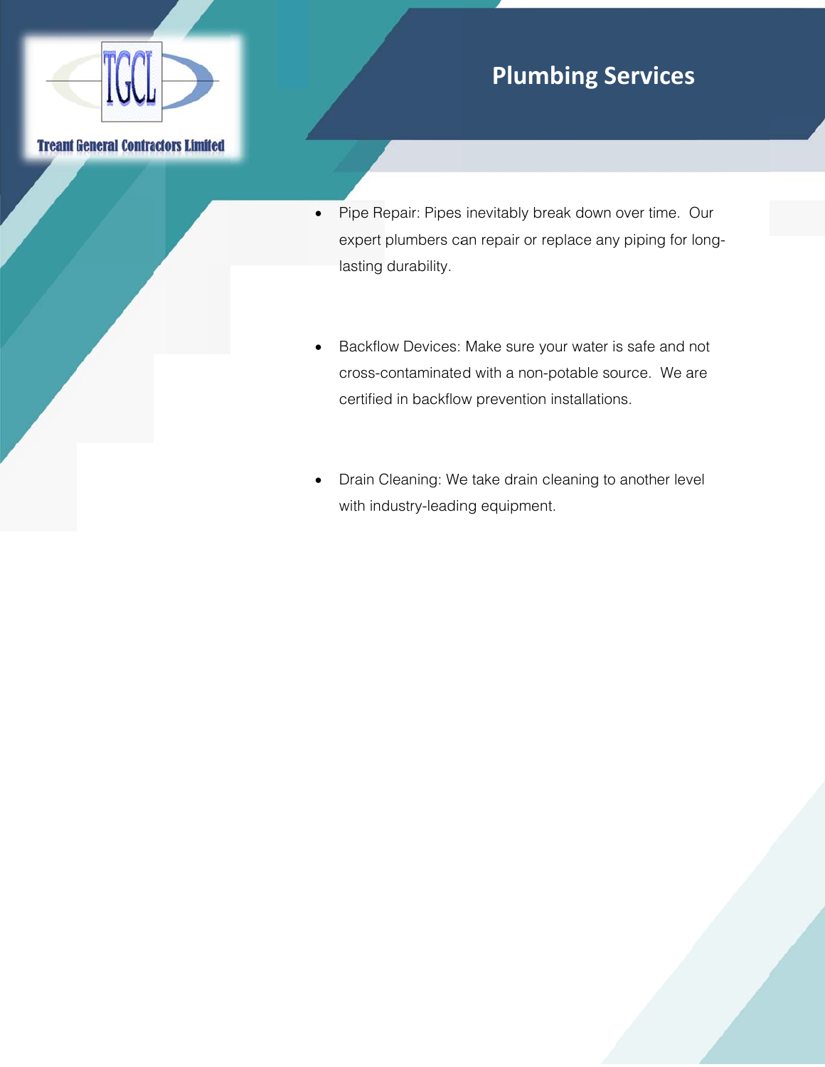TGCL

Treant General Contractors Limited

# Plumbing Services

- Pipe Repair: Pipes inevitably break down over time. Our expert plumbers can repair or replace any piping for long-lasting durability.

- Backflow Devices: Make sure your water is safe and not cross-contaminated with a non-potable source. We are certified in backflow prevention installations.

- Drain Cleaning: We take drain cleaning to another level with industry-leading equipment.